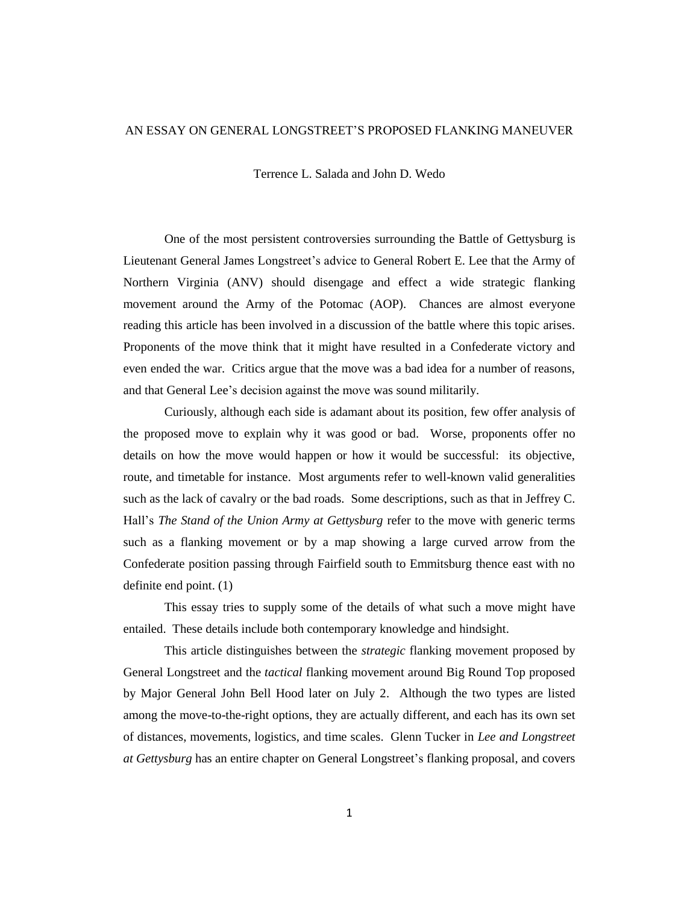# AN ESSAY ON GENERAL LONGSTREET'S PROPOSED FLANKING MANEUVER

Terrence L. Salada and John D. Wedo

One of the most persistent controversies surrounding the Battle of Gettysburg is Lieutenant General James Longstreet's advice to General Robert E. Lee that the Army of Northern Virginia (ANV) should disengage and effect a wide strategic flanking movement around the Army of the Potomac (AOP). Chances are almost everyone reading this article has been involved in a discussion of the battle where this topic arises. Proponents of the move think that it might have resulted in a Confederate victory and even ended the war. Critics argue that the move was a bad idea for a number of reasons, and that General Lee's decision against the move was sound militarily.

Curiously, although each side is adamant about its position, few offer analysis of the proposed move to explain why it was good or bad. Worse, proponents offer no details on how the move would happen or how it would be successful: its objective, route, and timetable for instance. Most arguments refer to well-known valid generalities such as the lack of cavalry or the bad roads. Some descriptions, such as that in Jeffrey C. Hall's *The Stand of the Union Army at Gettysburg* refer to the move with generic terms such as a flanking movement or by a map showing a large curved arrow from the Confederate position passing through Fairfield south to Emmitsburg thence east with no definite end point. (1)

This essay tries to supply some of the details of what such a move might have entailed. These details include both contemporary knowledge and hindsight.

This article distinguishes between the *strategic* flanking movement proposed by General Longstreet and the *tactical* flanking movement around Big Round Top proposed by Major General John Bell Hood later on July 2. Although the two types are listed among the move-to-the-right options, they are actually different, and each has its own set of distances, movements, logistics, and time scales. Glenn Tucker in *Lee and Longstreet at Gettysburg* has an entire chapter on General Longstreet's flanking proposal, and covers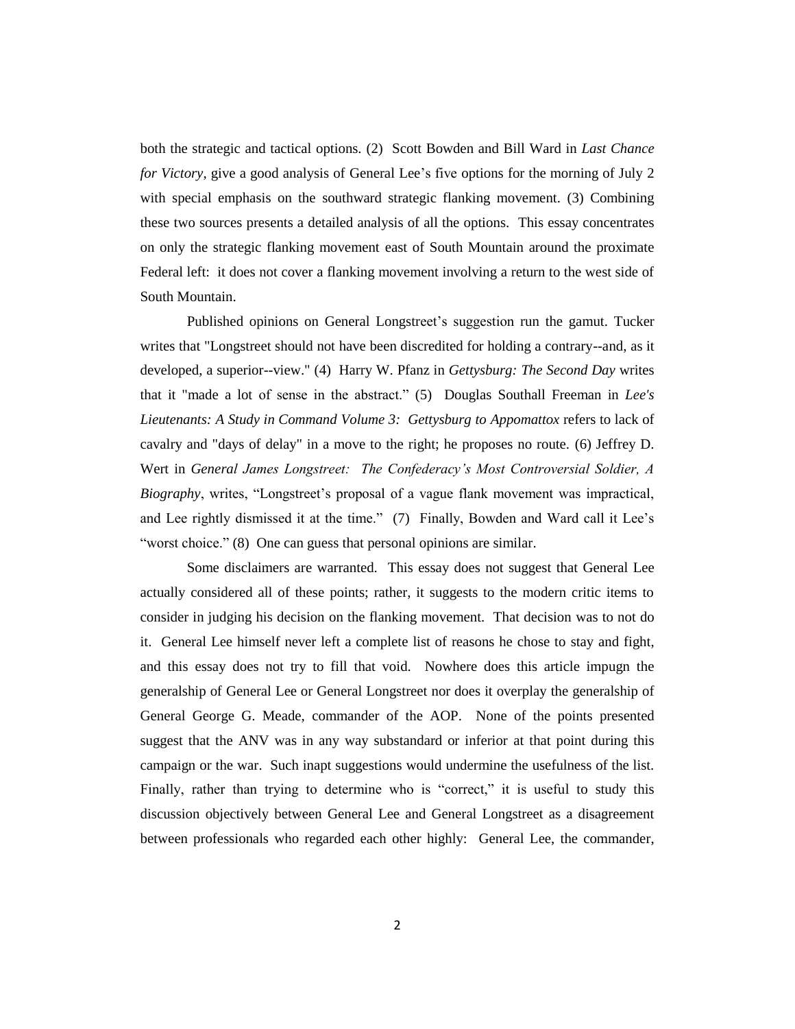both the strategic and tactical options. (2) Scott Bowden and Bill Ward in *Last Chance for Victory*, give a good analysis of General Lee's five options for the morning of July 2 with special emphasis on the southward strategic flanking movement. (3) Combining these two sources presents a detailed analysis of all the options. This essay concentrates on only the strategic flanking movement east of South Mountain around the proximate Federal left: it does not cover a flanking movement involving a return to the west side of South Mountain.

Published opinions on General Longstreet's suggestion run the gamut. Tucker writes that "Longstreet should not have been discredited for holding a contrary--and, as it developed, a superior--view." (4) Harry W. Pfanz in *Gettysburg: The Second Day* writes that it "made a lot of sense in the abstract." (5) Douglas Southall Freeman in *Lee's Lieutenants: A Study in Command Volume 3: Gettysburg to Appomattox* refers to lack of cavalry and "days of delay" in a move to the right; he proposes no route. (6) Jeffrey D. Wert in *General James Longstreet: The Confederacy's Most Controversial Soldier, A Biography*, writes, "Longstreet's proposal of a vague flank movement was impractical, and Lee rightly dismissed it at the time." (7) Finally, Bowden and Ward call it Lee's "worst choice." (8) One can guess that personal opinions are similar.

Some disclaimers are warranted. This essay does not suggest that General Lee actually considered all of these points; rather, it suggests to the modern critic items to consider in judging his decision on the flanking movement. That decision was to not do it. General Lee himself never left a complete list of reasons he chose to stay and fight, and this essay does not try to fill that void. Nowhere does this article impugn the generalship of General Lee or General Longstreet nor does it overplay the generalship of General George G. Meade, commander of the AOP. None of the points presented suggest that the ANV was in any way substandard or inferior at that point during this campaign or the war. Such inapt suggestions would undermine the usefulness of the list. Finally, rather than trying to determine who is "correct," it is useful to study this discussion objectively between General Lee and General Longstreet as a disagreement between professionals who regarded each other highly: General Lee, the commander,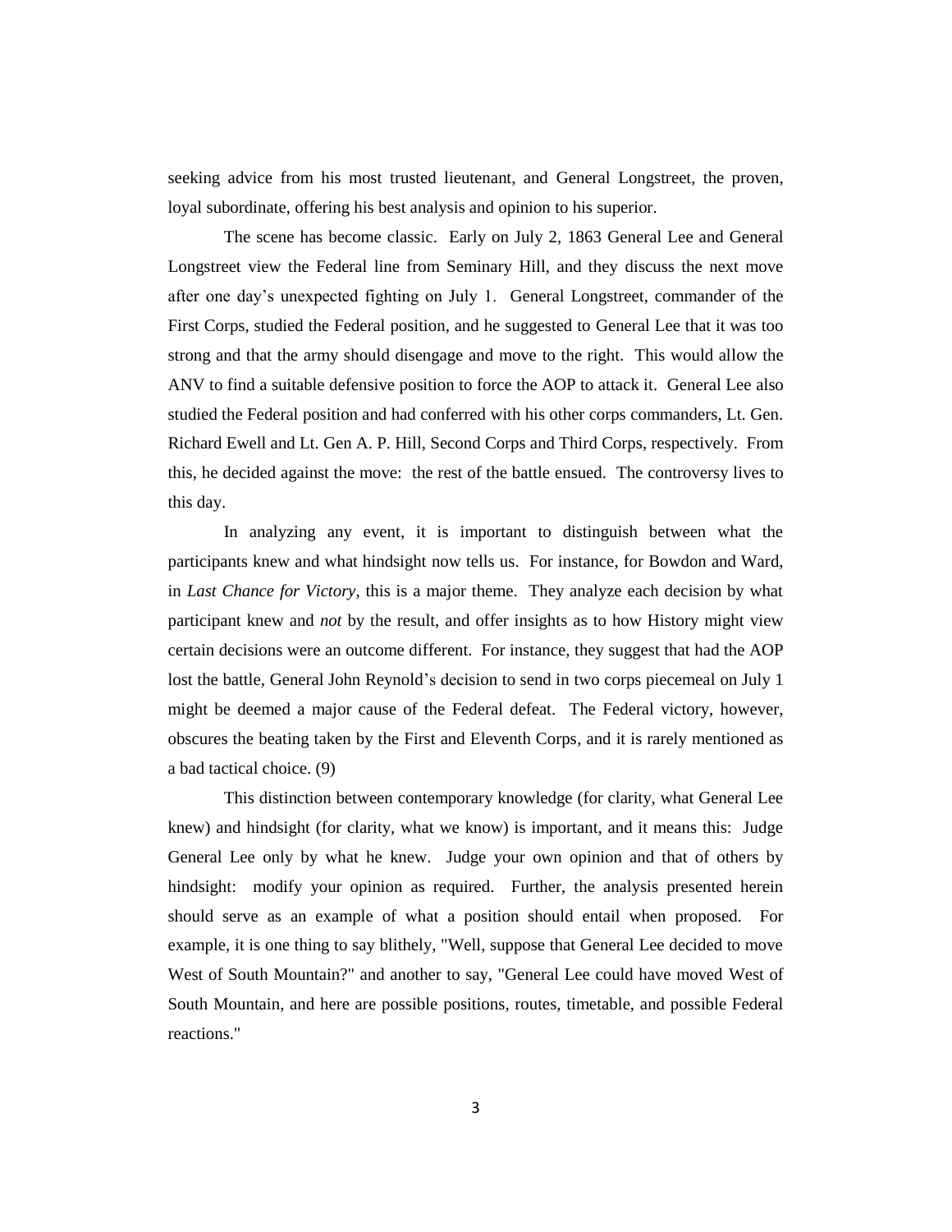seeking advice from his most trusted lieutenant, and General Longstreet, the proven, loyal subordinate, offering his best analysis and opinion to his superior.

The scene has become classic. Early on July 2, 1863 General Lee and General Longstreet view the Federal line from Seminary Hill, and they discuss the next move after one day's unexpected fighting on July 1. General Longstreet, commander of the First Corps, studied the Federal position, and he suggested to General Lee that it was too strong and that the army should disengage and move to the right. This would allow the ANV to find a suitable defensive position to force the AOP to attack it. General Lee also studied the Federal position and had conferred with his other corps commanders, Lt. Gen. Richard Ewell and Lt. Gen A. P. Hill, Second Corps and Third Corps, respectively. From this, he decided against the move: the rest of the battle ensued. The controversy lives to this day.

In analyzing any event, it is important to distinguish between what the participants knew and what hindsight now tells us. For instance, for Bowdon and Ward, in *Last Chance for Victory*, this is a major theme. They analyze each decision by what participant knew and *not* by the result, and offer insights as to how History might view certain decisions were an outcome different. For instance, they suggest that had the AOP lost the battle, General John Reynold's decision to send in two corps piecemeal on July 1 might be deemed a major cause of the Federal defeat. The Federal victory, however, obscures the beating taken by the First and Eleventh Corps, and it is rarely mentioned as a bad tactical choice. (9)

This distinction between contemporary knowledge (for clarity, what General Lee knew) and hindsight (for clarity, what we know) is important, and it means this: Judge General Lee only by what he knew. Judge your own opinion and that of others by hindsight: modify your opinion as required. Further, the analysis presented herein should serve as an example of what a position should entail when proposed. For example, it is one thing to say blithely, "Well, suppose that General Lee decided to move West of South Mountain?" and another to say, "General Lee could have moved West of South Mountain, and here are possible positions, routes, timetable, and possible Federal reactions."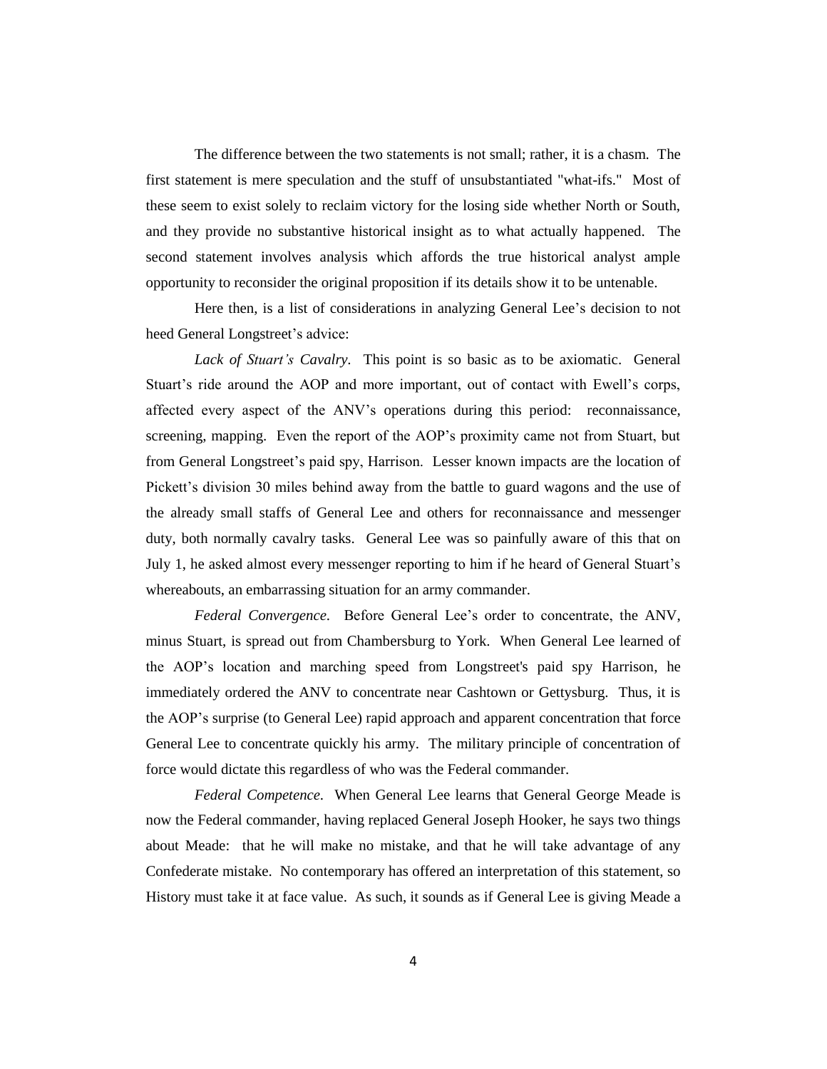The difference between the two statements is not small; rather, it is a chasm. The first statement is mere speculation and the stuff of unsubstantiated "what-ifs." Most of these seem to exist solely to reclaim victory for the losing side whether North or South, and they provide no substantive historical insight as to what actually happened. The second statement involves analysis which affords the true historical analyst ample opportunity to reconsider the original proposition if its details show it to be untenable.

Here then, is a list of considerations in analyzing General Lee's decision to not heed General Longstreet's advice:

*Lack of Stuart's Cavalry.* This point is so basic as to be axiomatic. General Stuart's ride around the AOP and more important, out of contact with Ewell's corps, affected every aspect of the ANV's operations during this period: reconnaissance, screening, mapping. Even the report of the AOP's proximity came not from Stuart, but from General Longstreet's paid spy, Harrison. Lesser known impacts are the location of Pickett's division 30 miles behind away from the battle to guard wagons and the use of the already small staffs of General Lee and others for reconnaissance and messenger duty, both normally cavalry tasks. General Lee was so painfully aware of this that on July 1, he asked almost every messenger reporting to him if he heard of General Stuart's whereabouts, an embarrassing situation for an army commander.

*Federal Convergence.* Before General Lee's order to concentrate, the ANV, minus Stuart, is spread out from Chambersburg to York. When General Lee learned of the AOP's location and marching speed from Longstreet's paid spy Harrison, he immediately ordered the ANV to concentrate near Cashtown or Gettysburg. Thus, it is the AOP's surprise (to General Lee) rapid approach and apparent concentration that force General Lee to concentrate quickly his army. The military principle of concentration of force would dictate this regardless of who was the Federal commander.

*Federal Competence.* When General Lee learns that General George Meade is now the Federal commander, having replaced General Joseph Hooker, he says two things about Meade: that he will make no mistake, and that he will take advantage of any Confederate mistake. No contemporary has offered an interpretation of this statement, so History must take it at face value. As such, it sounds as if General Lee is giving Meade a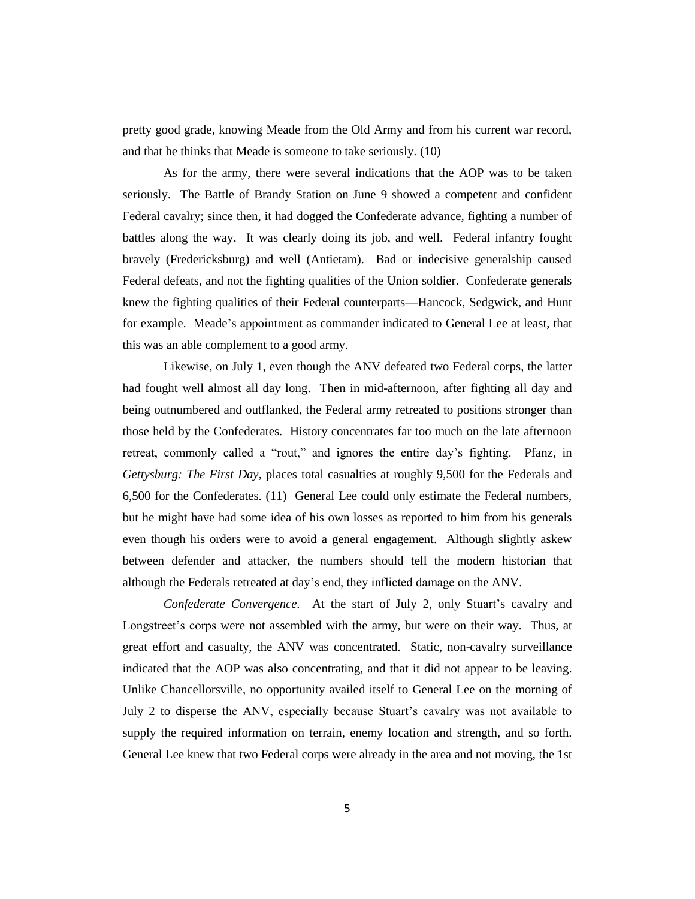pretty good grade, knowing Meade from the Old Army and from his current war record, and that he thinks that Meade is someone to take seriously. (10)

As for the army, there were several indications that the AOP was to be taken seriously. The Battle of Brandy Station on June 9 showed a competent and confident Federal cavalry; since then, it had dogged the Confederate advance, fighting a number of battles along the way. It was clearly doing its job, and well. Federal infantry fought bravely (Fredericksburg) and well (Antietam). Bad or indecisive generalship caused Federal defeats, and not the fighting qualities of the Union soldier. Confederate generals knew the fighting qualities of their Federal counterparts—Hancock, Sedgwick, and Hunt for example. Meade's appointment as commander indicated to General Lee at least, that this was an able complement to a good army.

Likewise, on July 1, even though the ANV defeated two Federal corps, the latter had fought well almost all day long. Then in mid-afternoon, after fighting all day and being outnumbered and outflanked, the Federal army retreated to positions stronger than those held by the Confederates. History concentrates far too much on the late afternoon retreat, commonly called a "rout," and ignores the entire day's fighting. Pfanz, in *Gettysburg: The First Day*, places total casualties at roughly 9,500 for the Federals and 6,500 for the Confederates. (11) General Lee could only estimate the Federal numbers, but he might have had some idea of his own losses as reported to him from his generals even though his orders were to avoid a general engagement. Although slightly askew between defender and attacker, the numbers should tell the modern historian that although the Federals retreated at day's end, they inflicted damage on the ANV.

*Confederate Convergence.* At the start of July 2, only Stuart's cavalry and Longstreet's corps were not assembled with the army, but were on their way. Thus, at great effort and casualty, the ANV was concentrated. Static, non-cavalry surveillance indicated that the AOP was also concentrating, and that it did not appear to be leaving. Unlike Chancellorsville, no opportunity availed itself to General Lee on the morning of July 2 to disperse the ANV, especially because Stuart's cavalry was not available to supply the required information on terrain, enemy location and strength, and so forth. General Lee knew that two Federal corps were already in the area and not moving, the 1st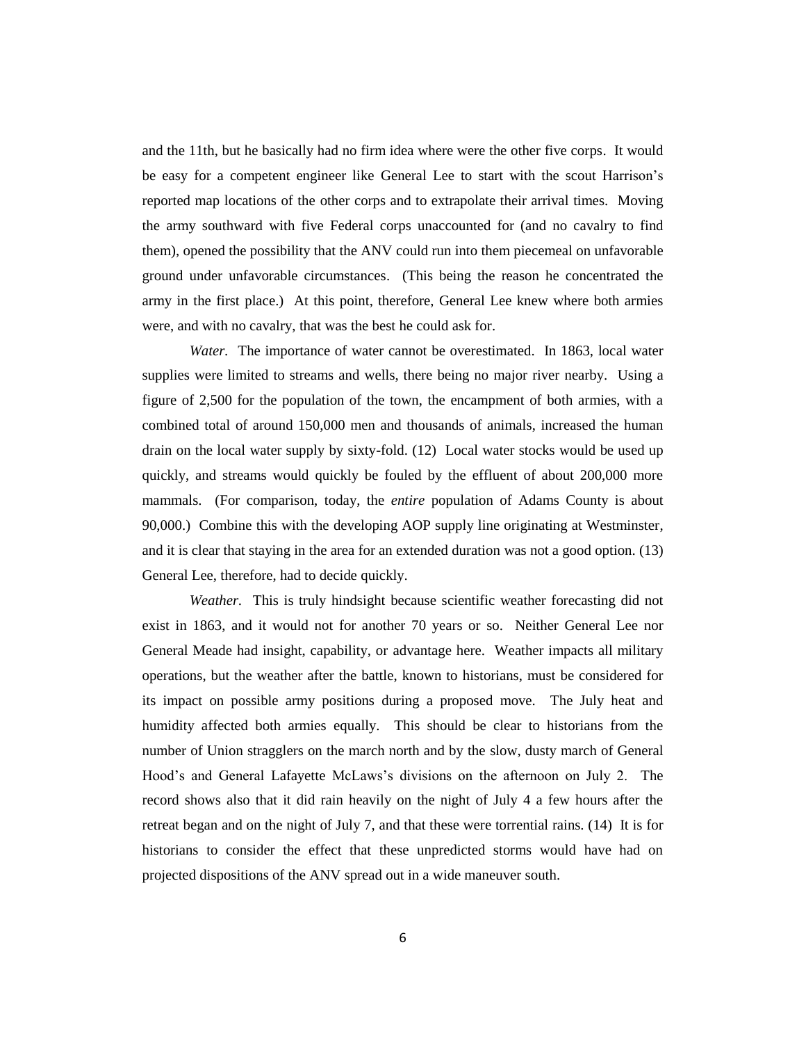and the 11th, but he basically had no firm idea where were the other five corps. It would be easy for a competent engineer like General Lee to start with the scout Harrison's reported map locations of the other corps and to extrapolate their arrival times. Moving the army southward with five Federal corps unaccounted for (and no cavalry to find them), opened the possibility that the ANV could run into them piecemeal on unfavorable ground under unfavorable circumstances. (This being the reason he concentrated the army in the first place.) At this point, therefore, General Lee knew where both armies were, and with no cavalry, that was the best he could ask for.

*Water.* The importance of water cannot be overestimated. In 1863, local water supplies were limited to streams and wells, there being no major river nearby. Using a figure of 2,500 for the population of the town, the encampment of both armies, with a combined total of around 150,000 men and thousands of animals, increased the human drain on the local water supply by sixty-fold. (12) Local water stocks would be used up quickly, and streams would quickly be fouled by the effluent of about 200,000 more mammals. (For comparison, today, the *entire* population of Adams County is about 90,000.) Combine this with the developing AOP supply line originating at Westminster, and it is clear that staying in the area for an extended duration was not a good option. (13) General Lee, therefore, had to decide quickly.

*Weather.* This is truly hindsight because scientific weather forecasting did not exist in 1863, and it would not for another 70 years or so. Neither General Lee nor General Meade had insight, capability, or advantage here. Weather impacts all military operations, but the weather after the battle, known to historians, must be considered for its impact on possible army positions during a proposed move. The July heat and humidity affected both armies equally. This should be clear to historians from the number of Union stragglers on the march north and by the slow, dusty march of General Hood's and General Lafayette McLaws's divisions on the afternoon on July 2. The record shows also that it did rain heavily on the night of July 4 a few hours after the retreat began and on the night of July 7, and that these were torrential rains. (14) It is for historians to consider the effect that these unpredicted storms would have had on projected dispositions of the ANV spread out in a wide maneuver south.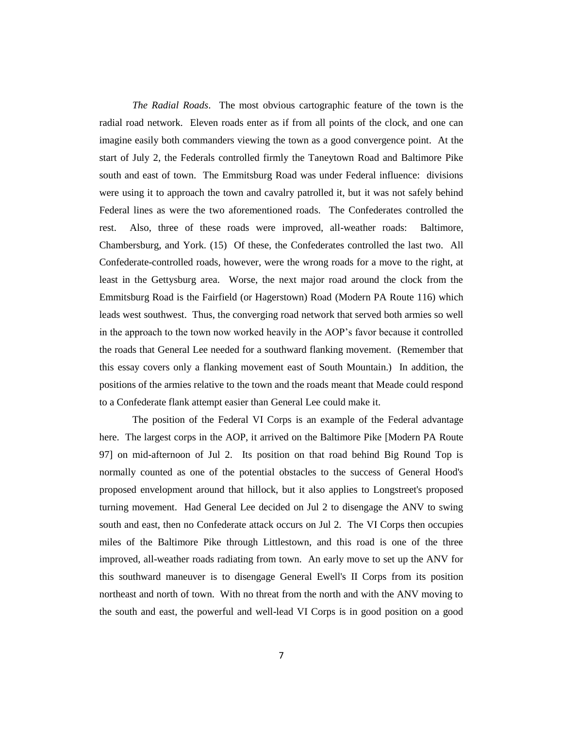*The Radial Roads*. The most obvious cartographic feature of the town is the radial road network. Eleven roads enter as if from all points of the clock, and one can imagine easily both commanders viewing the town as a good convergence point. At the start of July 2, the Federals controlled firmly the Taneytown Road and Baltimore Pike south and east of town. The Emmitsburg Road was under Federal influence: divisions were using it to approach the town and cavalry patrolled it, but it was not safely behind Federal lines as were the two aforementioned roads. The Confederates controlled the rest. Also, three of these roads were improved, all-weather roads: Baltimore, Chambersburg, and York. (15) Of these, the Confederates controlled the last two. All Confederate-controlled roads, however, were the wrong roads for a move to the right, at least in the Gettysburg area. Worse, the next major road around the clock from the Emmitsburg Road is the Fairfield (or Hagerstown) Road (Modern PA Route 116) which leads west southwest. Thus, the converging road network that served both armies so well in the approach to the town now worked heavily in the AOP's favor because it controlled the roads that General Lee needed for a southward flanking movement. (Remember that this essay covers only a flanking movement east of South Mountain.) In addition, the positions of the armies relative to the town and the roads meant that Meade could respond to a Confederate flank attempt easier than General Lee could make it.

The position of the Federal VI Corps is an example of the Federal advantage here. The largest corps in the AOP, it arrived on the Baltimore Pike [Modern PA Route 97] on mid-afternoon of Jul 2. Its position on that road behind Big Round Top is normally counted as one of the potential obstacles to the success of General Hood's proposed envelopment around that hillock, but it also applies to Longstreet's proposed turning movement. Had General Lee decided on Jul 2 to disengage the ANV to swing south and east, then no Confederate attack occurs on Jul 2. The VI Corps then occupies miles of the Baltimore Pike through Littlestown, and this road is one of the three improved, all-weather roads radiating from town. An early move to set up the ANV for this southward maneuver is to disengage General Ewell's II Corps from its position northeast and north of town. With no threat from the north and with the ANV moving to the south and east, the powerful and well-lead VI Corps is in good position on a good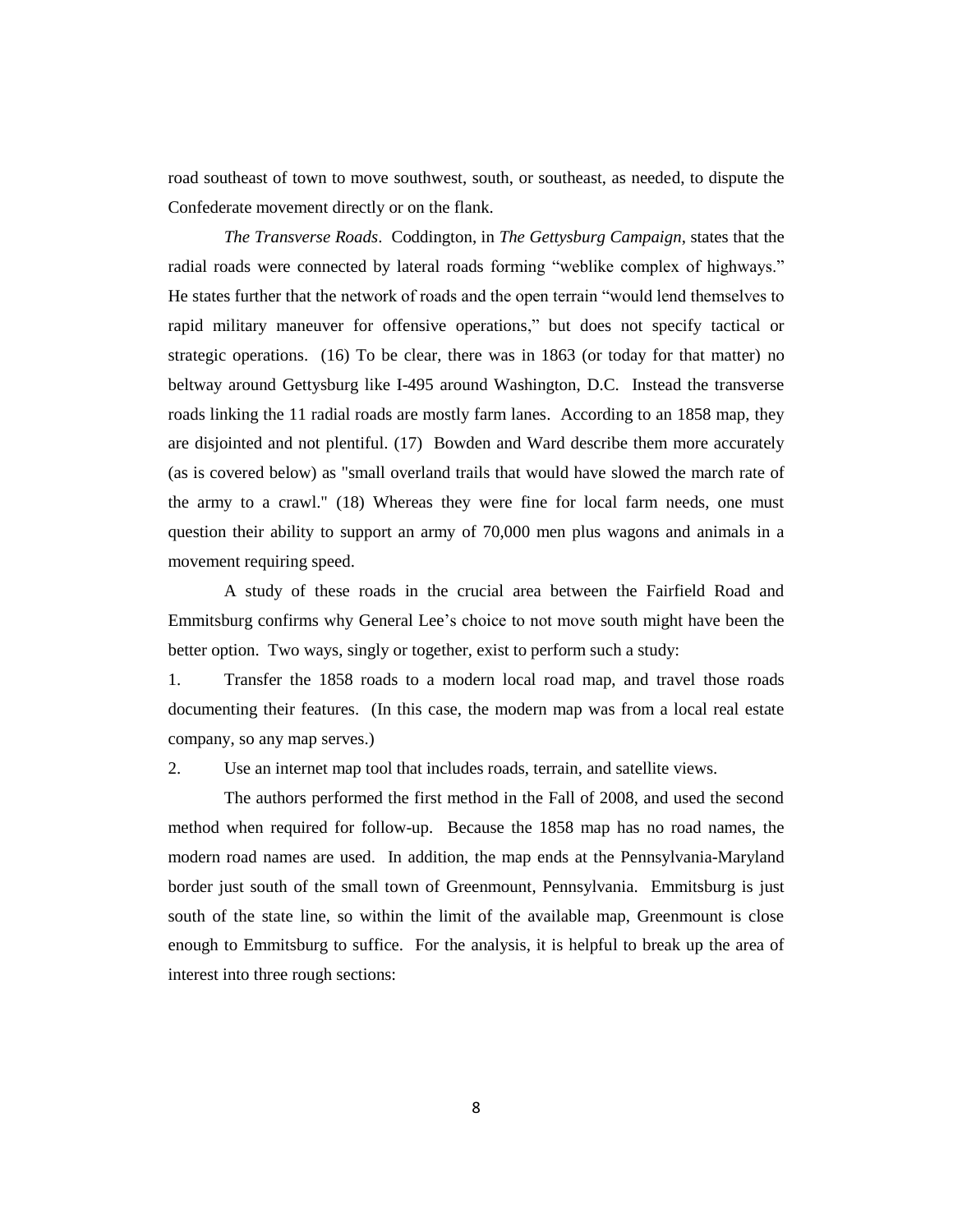road southeast of town to move southwest, south, or southeast, as needed, to dispute the Confederate movement directly or on the flank.

*The Transverse Roads*. Coddington, in *The Gettysburg Campaign*, states that the radial roads were connected by lateral roads forming "weblike complex of highways." He states further that the network of roads and the open terrain "would lend themselves to rapid military maneuver for offensive operations," but does not specify tactical or strategic operations. (16) To be clear, there was in 1863 (or today for that matter) no beltway around Gettysburg like I-495 around Washington, D.C. Instead the transverse roads linking the 11 radial roads are mostly farm lanes. According to an 1858 map, they are disjointed and not plentiful. (17) Bowden and Ward describe them more accurately (as is covered below) as "small overland trails that would have slowed the march rate of the army to a crawl." (18) Whereas they were fine for local farm needs, one must question their ability to support an army of 70,000 men plus wagons and animals in a movement requiring speed.

A study of these roads in the crucial area between the Fairfield Road and Emmitsburg confirms why General Lee's choice to not move south might have been the better option. Two ways, singly or together, exist to perform such a study:

1. Transfer the 1858 roads to a modern local road map, and travel those roads documenting their features. (In this case, the modern map was from a local real estate company, so any map serves.)
2. Use an internet map tool that includes roads, terrain, and satellite views.

The authors performed the first method in the Fall of 2008, and used the second method when required for follow-up. Because the 1858 map has no road names, the modern road names are used. In addition, the map ends at the Pennsylvania-Maryland border just south of the small town of Greenmount, Pennsylvania. Emmitsburg is just south of the state line, so within the limit of the available map, Greenmount is close enough to Emmitsburg to suffice. For the analysis, it is helpful to break up the area of interest into three rough sections: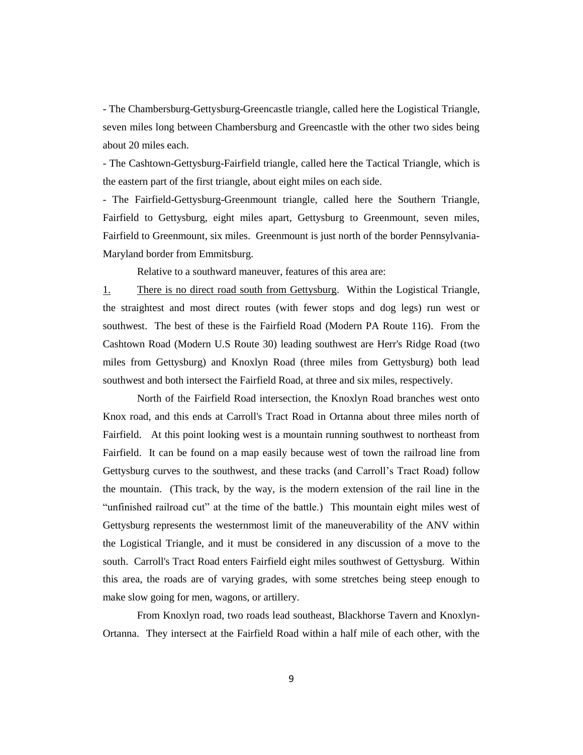- The Chambersburg-Gettysburg-Greencastle triangle, called here the Logistical Triangle, seven miles long between Chambersburg and Greencastle with the other two sides being about 20 miles each.

- The Cashtown-Gettysburg-Fairfield triangle, called here the Tactical Triangle, which is the eastern part of the first triangle, about eight miles on each side.

- The Fairfield-Gettysburg-Greenmount triangle, called here the Southern Triangle, Fairfield to Gettysburg, eight miles apart, Gettysburg to Greenmount, seven miles, Fairfield to Greenmount, six miles. Greenmount is just north of the border Pennsylvania-Maryland border from Emmitsburg.

Relative to a southward maneuver, features of this area are:

1. There is no direct road south from Gettysburg. Within the Logistical Triangle, the straightest and most direct routes (with fewer stops and dog legs) run west or southwest. The best of these is the Fairfield Road (Modern PA Route 116). From the Cashtown Road (Modern U.S Route 30) leading southwest are Herr's Ridge Road (two miles from Gettysburg) and Knoxlyn Road (three miles from Gettysburg) both lead southwest and both intersect the Fairfield Road, at three and six miles, respectively.

North of the Fairfield Road intersection, the Knoxlyn Road branches west onto Knox road, and this ends at Carroll's Tract Road in Ortanna about three miles north of Fairfield. At this point looking west is a mountain running southwest to northeast from Fairfield. It can be found on a map easily because west of town the railroad line from Gettysburg curves to the southwest, and these tracks (and Carroll's Tract Road) follow the mountain. (This track, by the way, is the modern extension of the rail line in the "unfinished railroad cut" at the time of the battle.) This mountain eight miles west of Gettysburg represents the westernmost limit of the maneuverability of the ANV within the Logistical Triangle, and it must be considered in any discussion of a move to the south. Carroll's Tract Road enters Fairfield eight miles southwest of Gettysburg. Within this area, the roads are of varying grades, with some stretches being steep enough to make slow going for men, wagons, or artillery.

From Knoxlyn road, two roads lead southeast, Blackhorse Tavern and Knoxlyn-Ortanna. They intersect at the Fairfield Road within a half mile of each other, with the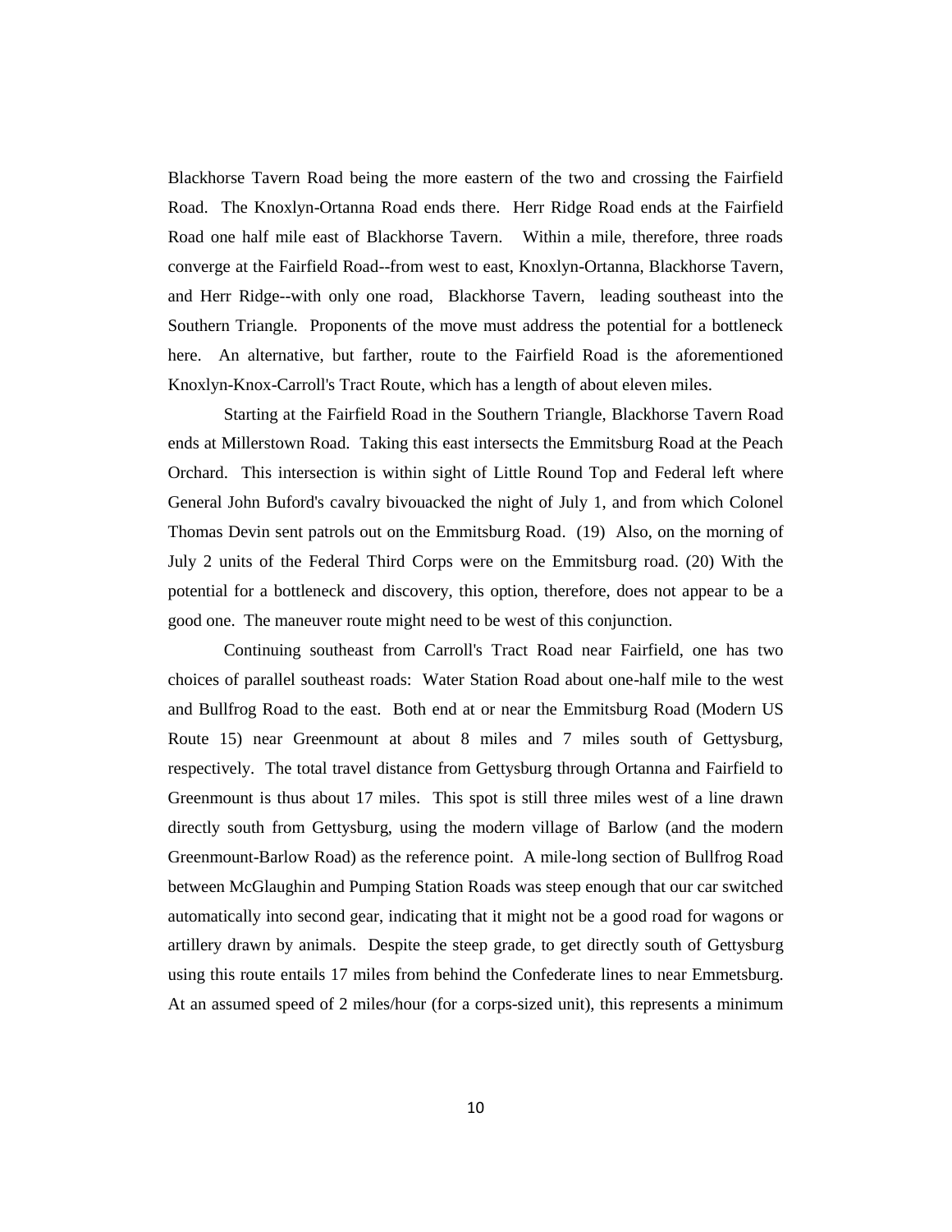Blackhorse Tavern Road being the more eastern of the two and crossing the Fairfield Road. The Knoxlyn-Ortanna Road ends there. Herr Ridge Road ends at the Fairfield Road one half mile east of Blackhorse Tavern. Within a mile, therefore, three roads converge at the Fairfield Road--from west to east, Knoxlyn-Ortanna, Blackhorse Tavern, and Herr Ridge--with only one road, Blackhorse Tavern, leading southeast into the Southern Triangle. Proponents of the move must address the potential for a bottleneck here. An alternative, but farther, route to the Fairfield Road is the aforementioned Knoxlyn-Knox-Carroll's Tract Route, which has a length of about eleven miles.

Starting at the Fairfield Road in the Southern Triangle, Blackhorse Tavern Road ends at Millerstown Road. Taking this east intersects the Emmitsburg Road at the Peach Orchard. This intersection is within sight of Little Round Top and Federal left where General John Buford's cavalry bivouacked the night of July 1, and from which Colonel Thomas Devin sent patrols out on the Emmitsburg Road. (19) Also, on the morning of July 2 units of the Federal Third Corps were on the Emmitsburg road. (20) With the potential for a bottleneck and discovery, this option, therefore, does not appear to be a good one. The maneuver route might need to be west of this conjunction.

Continuing southeast from Carroll's Tract Road near Fairfield, one has two choices of parallel southeast roads: Water Station Road about one-half mile to the west and Bullfrog Road to the east. Both end at or near the Emmitsburg Road (Modern US Route 15) near Greenmount at about 8 miles and 7 miles south of Gettysburg, respectively. The total travel distance from Gettysburg through Ortanna and Fairfield to Greenmount is thus about 17 miles. This spot is still three miles west of a line drawn directly south from Gettysburg, using the modern village of Barlow (and the modern Greenmount-Barlow Road) as the reference point. A mile-long section of Bullfrog Road between McGlaughin and Pumping Station Roads was steep enough that our car switched automatically into second gear, indicating that it might not be a good road for wagons or artillery drawn by animals. Despite the steep grade, to get directly south of Gettysburg using this route entails 17 miles from behind the Confederate lines to near Emmetsburg. At an assumed speed of 2 miles/hour (for a corps-sized unit), this represents a minimum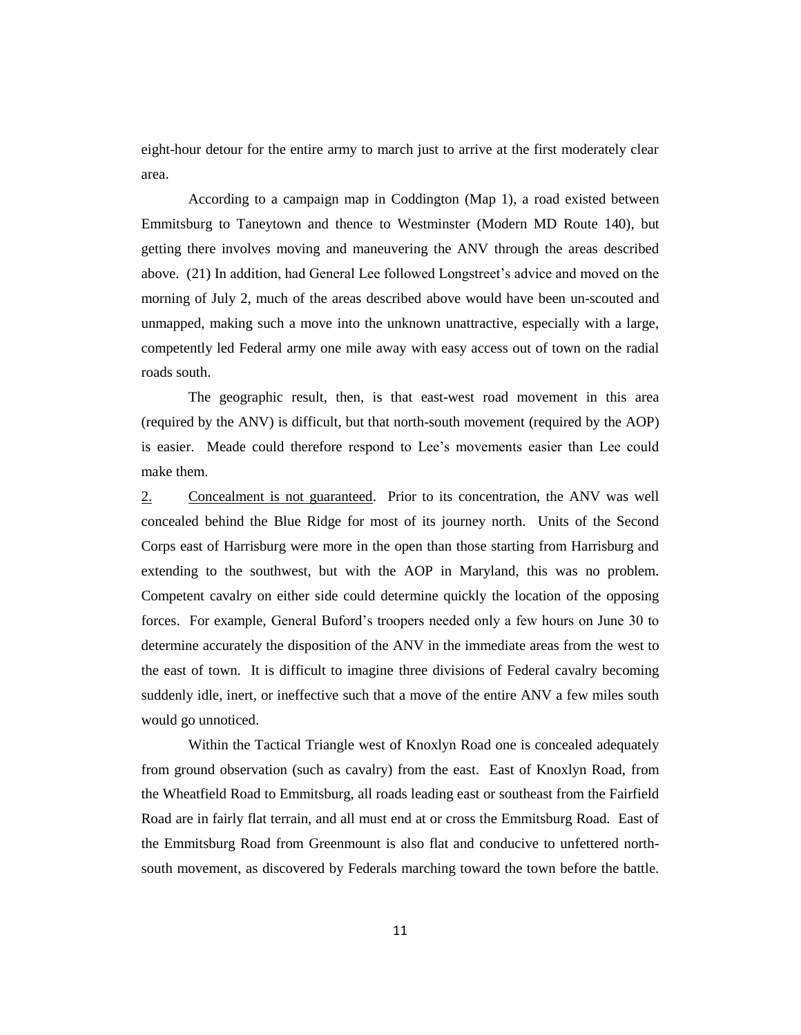eight-hour detour for the entire army to march just to arrive at the first moderately clear area.

According to a campaign map in Coddington (Map 1), a road existed between Emmitsburg to Taneytown and thence to Westminster (Modern MD Route 140), but getting there involves moving and maneuvering the ANV through the areas described above. (21) In addition, had General Lee followed Longstreet's advice and moved on the morning of July 2, much of the areas described above would have been un-scouted and unmapped, making such a move into the unknown unattractive, especially with a large, competently led Federal army one mile away with easy access out of town on the radial roads south.

The geographic result, then, is that east-west road movement in this area (required by the ANV) is difficult, but that north-south movement (required by the AOP) is easier. Meade could therefore respond to Lee's movements easier than Lee could make them.

<u>2.</u> <u>Concealment is not guaranteed</u>. Prior to its concentration, the ANV was well concealed behind the Blue Ridge for most of its journey north. Units of the Second Corps east of Harrisburg were more in the open than those starting from Harrisburg and extending to the southwest, but with the AOP in Maryland, this was no problem. Competent cavalry on either side could determine quickly the location of the opposing forces. For example, General Buford's troopers needed only a few hours on June 30 to determine accurately the disposition of the ANV in the immediate areas from the west to the east of town. It is difficult to imagine three divisions of Federal cavalry becoming suddenly idle, inert, or ineffective such that a move of the entire ANV a few miles south would go unnoticed.

Within the Tactical Triangle west of Knoxlyn Road one is concealed adequately from ground observation (such as cavalry) from the east. East of Knoxlyn Road, from the Wheatfield Road to Emmitsburg, all roads leading east or southeast from the Fairfield Road are in fairly flat terrain, and all must end at or cross the Emmitsburg Road. East of the Emmitsburg Road from Greenmount is also flat and conducive to unfettered north-south movement, as discovered by Federals marching toward the town before the battle.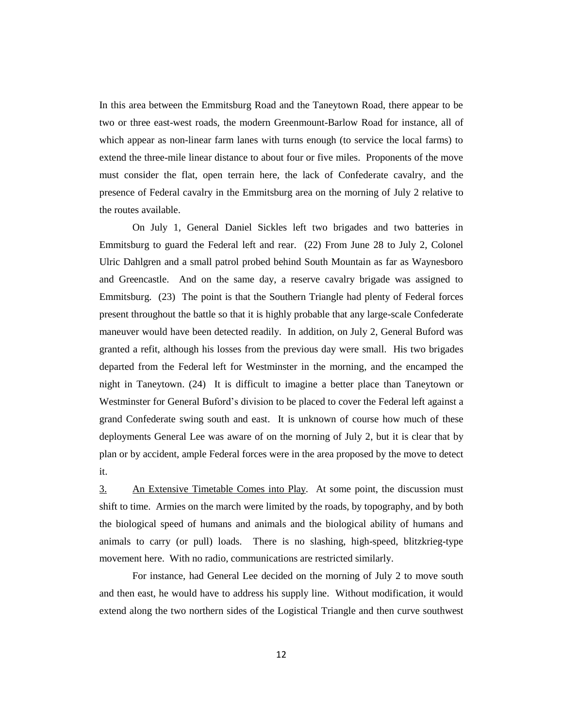In this area between the Emmitsburg Road and the Taneytown Road, there appear to be two or three east-west roads, the modern Greenmount-Barlow Road for instance, all of which appear as non-linear farm lanes with turns enough (to service the local farms) to extend the three-mile linear distance to about four or five miles. Proponents of the move must consider the flat, open terrain here, the lack of Confederate cavalry, and the presence of Federal cavalry in the Emmitsburg area on the morning of July 2 relative to the routes available.

On July 1, General Daniel Sickles left two brigades and two batteries in Emmitsburg to guard the Federal left and rear. (22) From June 28 to July 2, Colonel Ulric Dahlgren and a small patrol probed behind South Mountain as far as Waynesboro and Greencastle. And on the same day, a reserve cavalry brigade was assigned to Emmitsburg. (23) The point is that the Southern Triangle had plenty of Federal forces present throughout the battle so that it is highly probable that any large-scale Confederate maneuver would have been detected readily. In addition, on July 2, General Buford was granted a refit, although his losses from the previous day were small. His two brigades departed from the Federal left for Westminster in the morning, and the encamped the night in Taneytown. (24) It is difficult to imagine a better place than Taneytown or Westminster for General Buford's division to be placed to cover the Federal left against a grand Confederate swing south and east. It is unknown of course how much of these deployments General Lee was aware of on the morning of July 2, but it is clear that by plan or by accident, ample Federal forces were in the area proposed by the move to detect it.

3. <u>An Extensive Timetable Comes into Play</u>. At some point, the discussion must shift to time. Armies on the march were limited by the roads, by topography, and by both the biological speed of humans and animals and the biological ability of humans and animals to carry (or pull) loads. There is no slashing, high-speed, blitzkrieg-type movement here. With no radio, communications are restricted similarly.

For instance, had General Lee decided on the morning of July 2 to move south and then east, he would have to address his supply line. Without modification, it would extend along the two northern sides of the Logistical Triangle and then curve southwest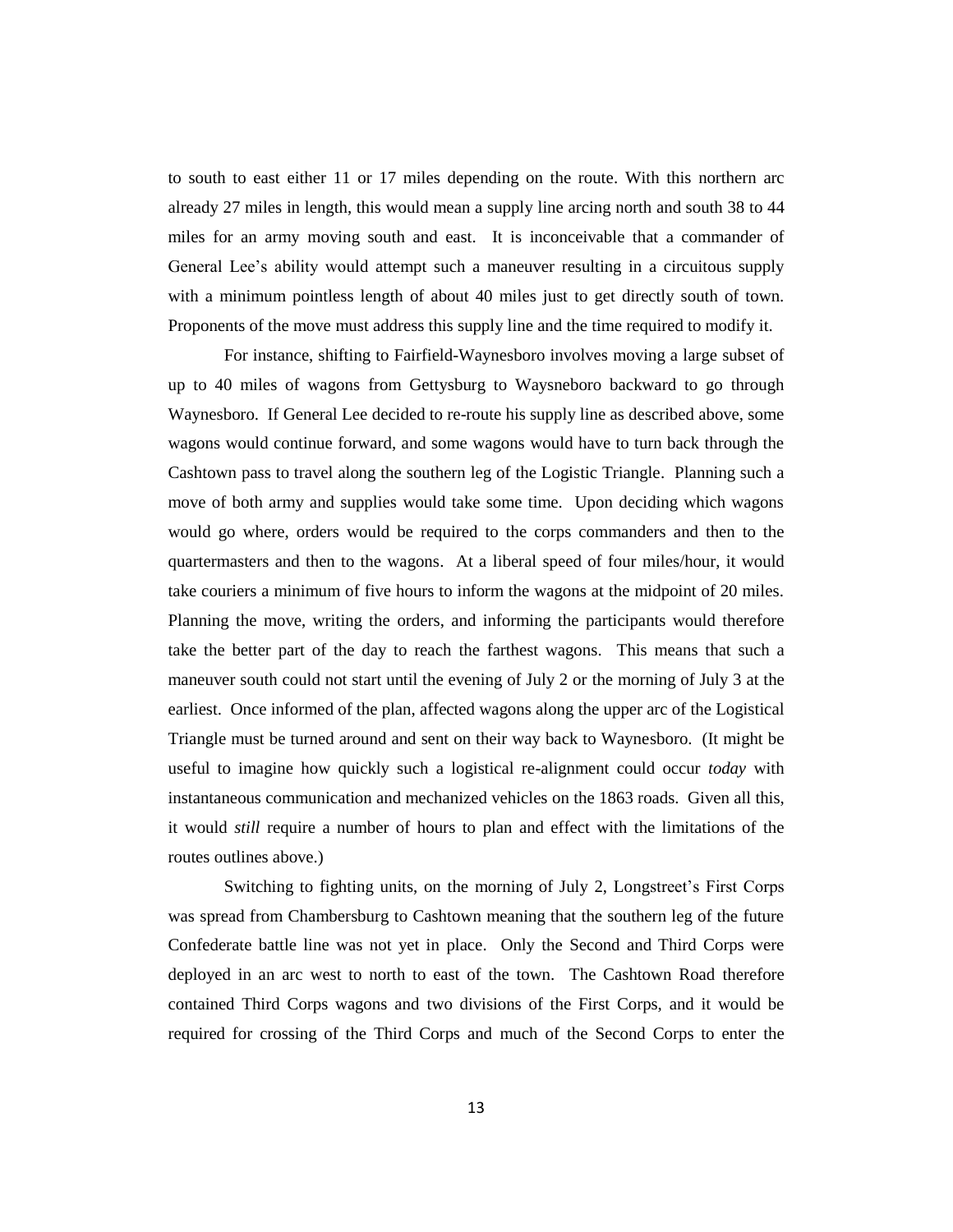to south to east either 11 or 17 miles depending on the route. With this northern arc already 27 miles in length, this would mean a supply line arcing north and south 38 to 44 miles for an army moving south and east. It is inconceivable that a commander of General Lee's ability would attempt such a maneuver resulting in a circuitous supply with a minimum pointless length of about 40 miles just to get directly south of town. Proponents of the move must address this supply line and the time required to modify it.

For instance, shifting to Fairfield-Waynesboro involves moving a large subset of up to 40 miles of wagons from Gettysburg to Waysneboro backward to go through Waynesboro. If General Lee decided to re-route his supply line as described above, some wagons would continue forward, and some wagons would have to turn back through the Cashtown pass to travel along the southern leg of the Logistic Triangle. Planning such a move of both army and supplies would take some time. Upon deciding which wagons would go where, orders would be required to the corps commanders and then to the quartermasters and then to the wagons. At a liberal speed of four miles/hour, it would take couriers a minimum of five hours to inform the wagons at the midpoint of 20 miles. Planning the move, writing the orders, and informing the participants would therefore take the better part of the day to reach the farthest wagons. This means that such a maneuver south could not start until the evening of July 2 or the morning of July 3 at the earliest. Once informed of the plan, affected wagons along the upper arc of the Logistical Triangle must be turned around and sent on their way back to Waynesboro. (It might be useful to imagine how quickly such a logistical re-alignment could occur *today* with instantaneous communication and mechanized vehicles on the 1863 roads. Given all this, it would *still* require a number of hours to plan and effect with the limitations of the routes outlines above.)

Switching to fighting units, on the morning of July 2, Longstreet's First Corps was spread from Chambersburg to Cashtown meaning that the southern leg of the future Confederate battle line was not yet in place. Only the Second and Third Corps were deployed in an arc west to north to east of the town. The Cashtown Road therefore contained Third Corps wagons and two divisions of the First Corps, and it would be required for crossing of the Third Corps and much of the Second Corps to enter the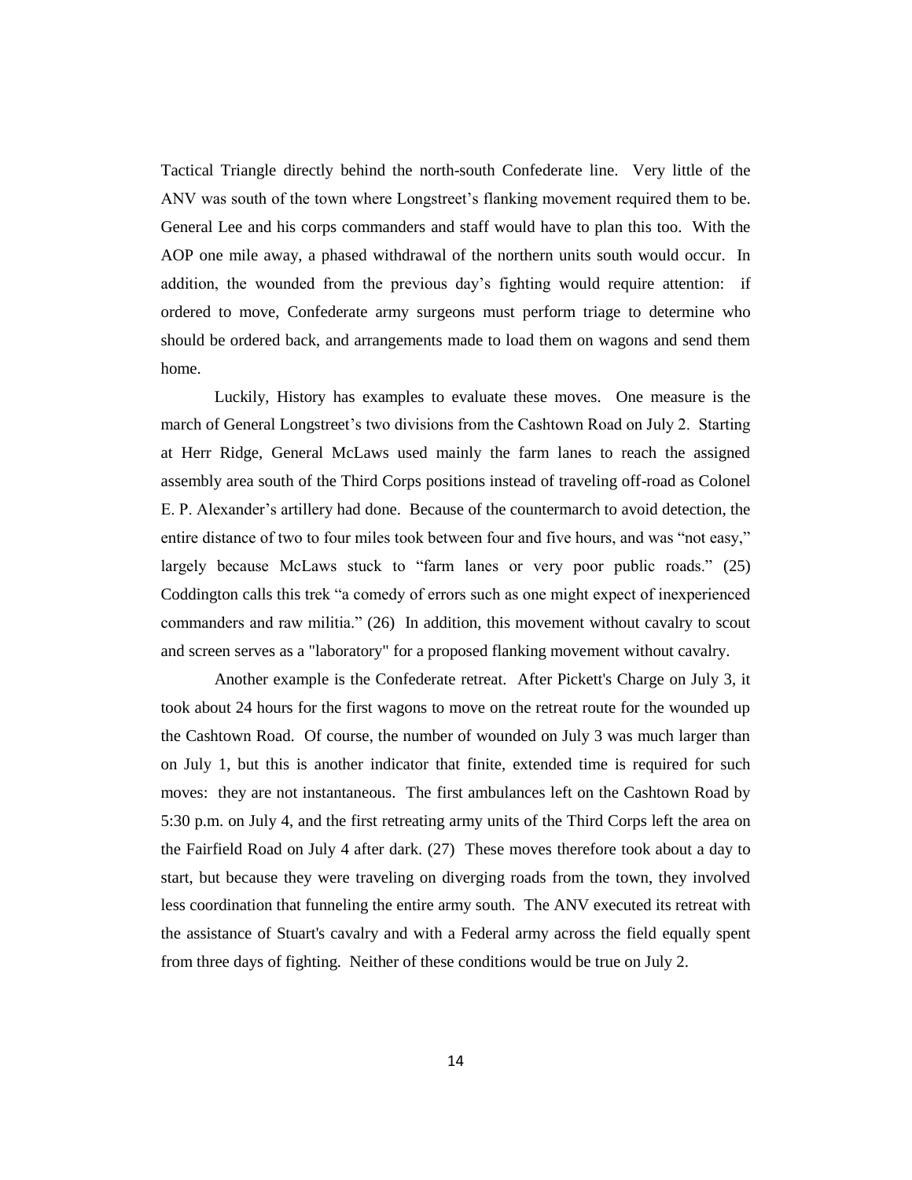Tactical Triangle directly behind the north-south Confederate line. Very little of the ANV was south of the town where Longstreet's flanking movement required them to be. General Lee and his corps commanders and staff would have to plan this too. With the AOP one mile away, a phased withdrawal of the northern units south would occur. In addition, the wounded from the previous day's fighting would require attention: if ordered to move, Confederate army surgeons must perform triage to determine who should be ordered back, and arrangements made to load them on wagons and send them home.

Luckily, History has examples to evaluate these moves. One measure is the march of General Longstreet's two divisions from the Cashtown Road on July 2. Starting at Herr Ridge, General McLaws used mainly the farm lanes to reach the assigned assembly area south of the Third Corps positions instead of traveling off-road as Colonel E. P. Alexander's artillery had done. Because of the countermarch to avoid detection, the entire distance of two to four miles took between four and five hours, and was "not easy," largely because McLaws stuck to "farm lanes or very poor public roads." (25) Coddington calls this trek "a comedy of errors such as one might expect of inexperienced commanders and raw militia." (26) In addition, this movement without cavalry to scout and screen serves as a "laboratory" for a proposed flanking movement without cavalry.

Another example is the Confederate retreat. After Pickett's Charge on July 3, it took about 24 hours for the first wagons to move on the retreat route for the wounded up the Cashtown Road. Of course, the number of wounded on July 3 was much larger than on July 1, but this is another indicator that finite, extended time is required for such moves: they are not instantaneous. The first ambulances left on the Cashtown Road by 5:30 p.m. on July 4, and the first retreating army units of the Third Corps left the area on the Fairfield Road on July 4 after dark. (27) These moves therefore took about a day to start, but because they were traveling on diverging roads from the town, they involved less coordination that funneling the entire army south. The ANV executed its retreat with the assistance of Stuart's cavalry and with a Federal army across the field equally spent from three days of fighting. Neither of these conditions would be true on July 2.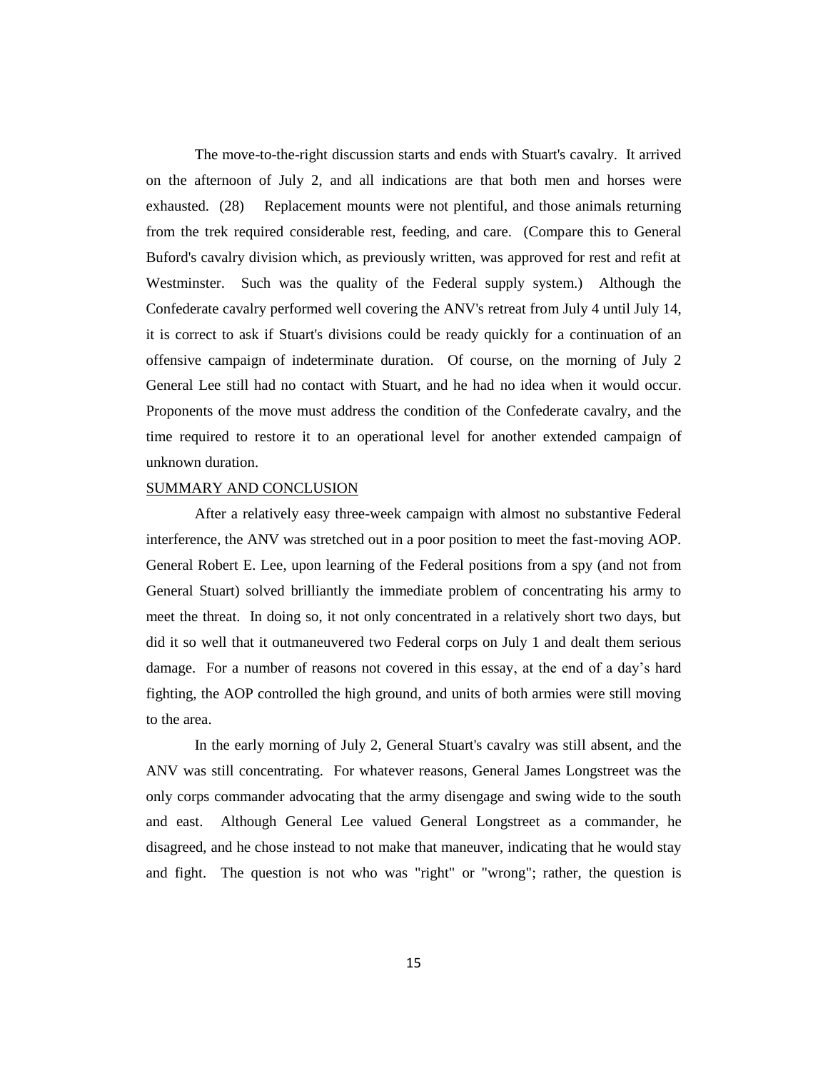The move-to-the-right discussion starts and ends with Stuart's cavalry. It arrived on the afternoon of July 2, and all indications are that both men and horses were exhausted. (28) Replacement mounts were not plentiful, and those animals returning from the trek required considerable rest, feeding, and care. (Compare this to General Buford's cavalry division which, as previously written, was approved for rest and refit at Westminster. Such was the quality of the Federal supply system.) Although the Confederate cavalry performed well covering the ANV's retreat from July 4 until July 14, it is correct to ask if Stuart's divisions could be ready quickly for a continuation of an offensive campaign of indeterminate duration. Of course, on the morning of July 2 General Lee still had no contact with Stuart, and he had no idea when it would occur. Proponents of the move must address the condition of the Confederate cavalry, and the time required to restore it to an operational level for another extended campaign of unknown duration.

## SUMMARY AND CONCLUSION

After a relatively easy three-week campaign with almost no substantive Federal interference, the ANV was stretched out in a poor position to meet the fast-moving AOP. General Robert E. Lee, upon learning of the Federal positions from a spy (and not from General Stuart) solved brilliantly the immediate problem of concentrating his army to meet the threat. In doing so, it not only concentrated in a relatively short two days, but did it so well that it outmaneuvered two Federal corps on July 1 and dealt them serious damage. For a number of reasons not covered in this essay, at the end of a day's hard fighting, the AOP controlled the high ground, and units of both armies were still moving to the area.

In the early morning of July 2, General Stuart's cavalry was still absent, and the ANV was still concentrating. For whatever reasons, General James Longstreet was the only corps commander advocating that the army disengage and swing wide to the south and east. Although General Lee valued General Longstreet as a commander, he disagreed, and he chose instead to not make that maneuver, indicating that he would stay and fight. The question is not who was "right" or "wrong"; rather, the question is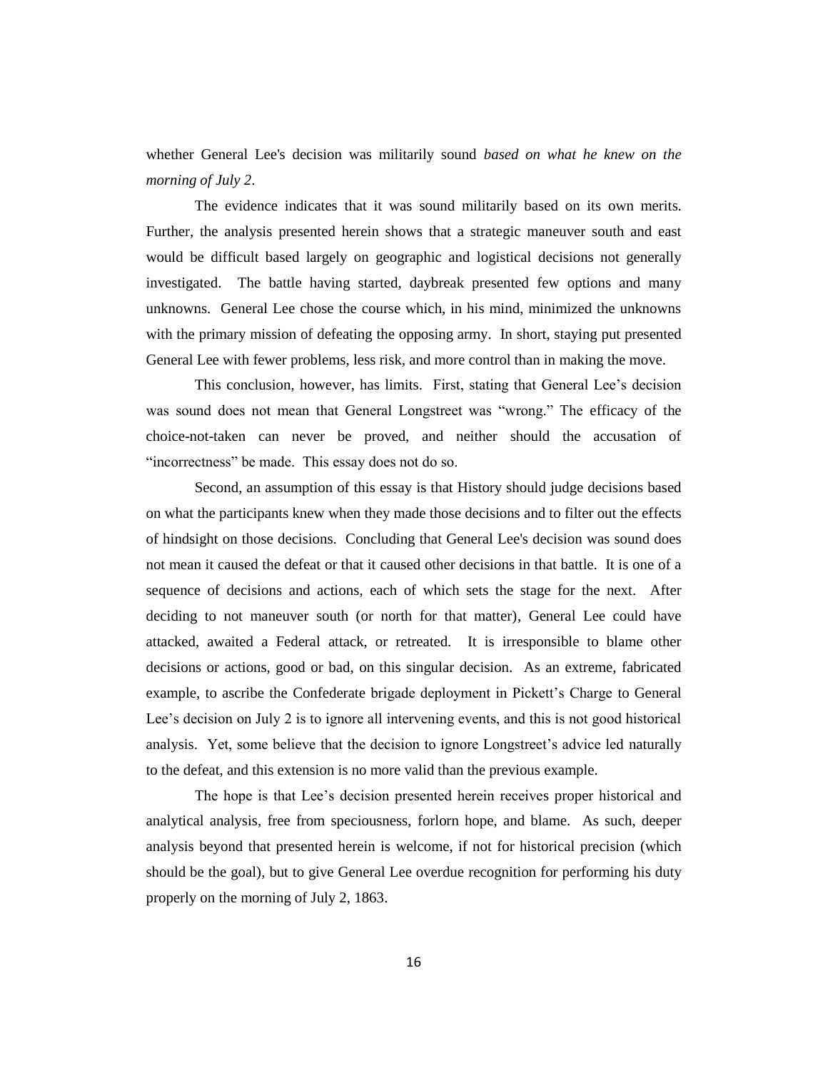whether General Lee's decision was militarily sound *based on what he knew on the morning of July 2*.

The evidence indicates that it was sound militarily based on its own merits. Further, the analysis presented herein shows that a strategic maneuver south and east would be difficult based largely on geographic and logistical decisions not generally investigated. The battle having started, daybreak presented few options and many unknowns. General Lee chose the course which, in his mind, minimized the unknowns with the primary mission of defeating the opposing army. In short, staying put presented General Lee with fewer problems, less risk, and more control than in making the move.

This conclusion, however, has limits. First, stating that General Lee's decision was sound does not mean that General Longstreet was "wrong." The efficacy of the choice-not-taken can never be proved, and neither should the accusation of "incorrectness" be made. This essay does not do so.

Second, an assumption of this essay is that History should judge decisions based on what the participants knew when they made those decisions and to filter out the effects of hindsight on those decisions. Concluding that General Lee's decision was sound does not mean it caused the defeat or that it caused other decisions in that battle. It is one of a sequence of decisions and actions, each of which sets the stage for the next. After deciding to not maneuver south (or north for that matter), General Lee could have attacked, awaited a Federal attack, or retreated. It is irresponsible to blame other decisions or actions, good or bad, on this singular decision. As an extreme, fabricated example, to ascribe the Confederate brigade deployment in Pickett's Charge to General Lee's decision on July 2 is to ignore all intervening events, and this is not good historical analysis. Yet, some believe that the decision to ignore Longstreet's advice led naturally to the defeat, and this extension is no more valid than the previous example.

The hope is that Lee's decision presented herein receives proper historical and analytical analysis, free from speciousness, forlorn hope, and blame. As such, deeper analysis beyond that presented herein is welcome, if not for historical precision (which should be the goal), but to give General Lee overdue recognition for performing his duty properly on the morning of July 2, 1863.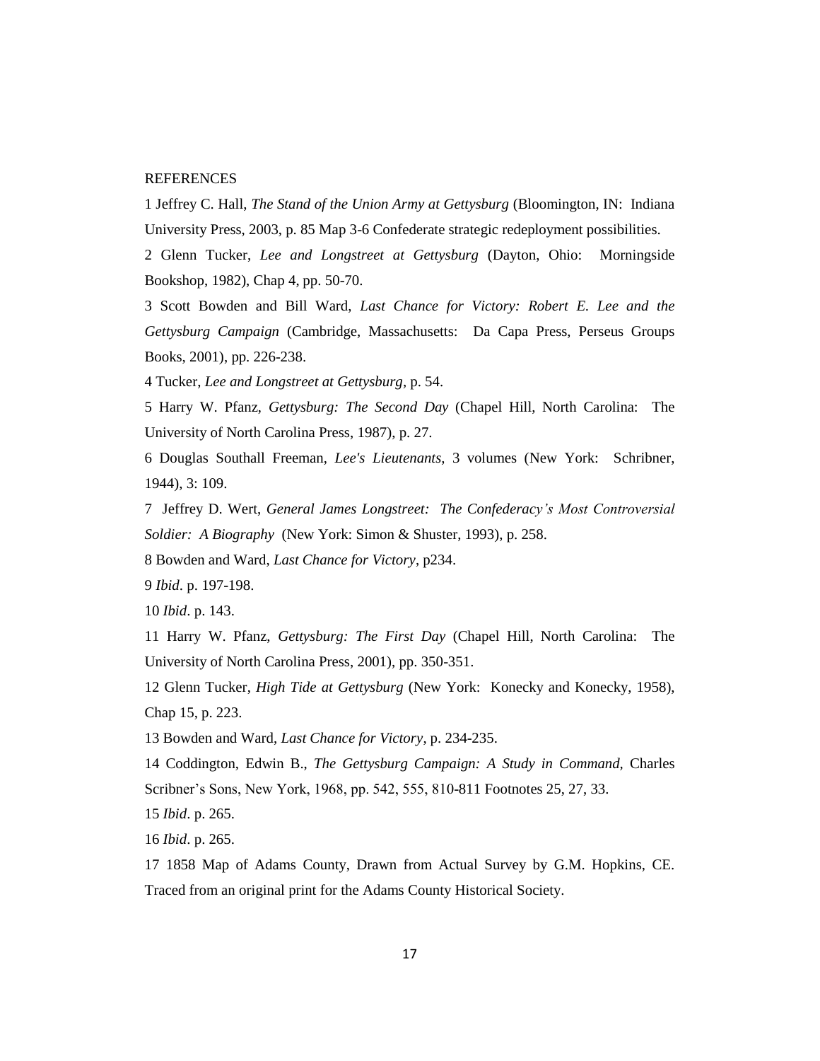REFERENCES

1 Jeffrey C. Hall, *The Stand of the Union Army at Gettysburg* (Bloomington, IN: Indiana University Press, 2003, p. 85 Map 3-6 Confederate strategic redeployment possibilities.

2 Glenn Tucker, *Lee and Longstreet at Gettysburg* (Dayton, Ohio: Morningside Bookshop, 1982), Chap 4, pp. 50-70.

3 Scott Bowden and Bill Ward, *Last Chance for Victory: Robert E. Lee and the Gettysburg Campaign* (Cambridge, Massachusetts: Da Capa Press, Perseus Groups Books, 2001), pp. 226-238.

4 Tucker, *Lee and Longstreet at Gettysburg,* p. 54.

5 Harry W. Pfanz, *Gettysburg: The Second Day* (Chapel Hill, North Carolina: The University of North Carolina Press, 1987), p. 27.

6 Douglas Southall Freeman, *Lee's Lieutenants,* 3 volumes (New York: Schribner, 1944), 3: 109.

7 Jeffrey D. Wert, *General James Longstreet: The Confederacy's Most Controversial Soldier: A Biography* (New York: Simon & Shuster, 1993), p. 258.

8 Bowden and Ward, *Last Chance for Victory*, p234.

9 *Ibid*. p. 197-198.

10 *Ibid*. p. 143.

11 Harry W. Pfanz, *Gettysburg: The First Day* (Chapel Hill, North Carolina: The University of North Carolina Press, 2001), pp. 350-351.

12 Glenn Tucker, *High Tide at Gettysburg* (New York: Konecky and Konecky, 1958), Chap 15, p. 223.

13 Bowden and Ward, *Last Chance for Victory,* p. 234-235.

14 Coddington, Edwin B., *The Gettysburg Campaign: A Study in Command,* Charles Scribner's Sons, New York, 1968, pp. 542, 555, 810-811 Footnotes 25, 27, 33.

15 *Ibid*. p. 265.

16 *Ibid*. p. 265.

17 1858 Map of Adams County, Drawn from Actual Survey by G.M. Hopkins, CE. Traced from an original print for the Adams County Historical Society.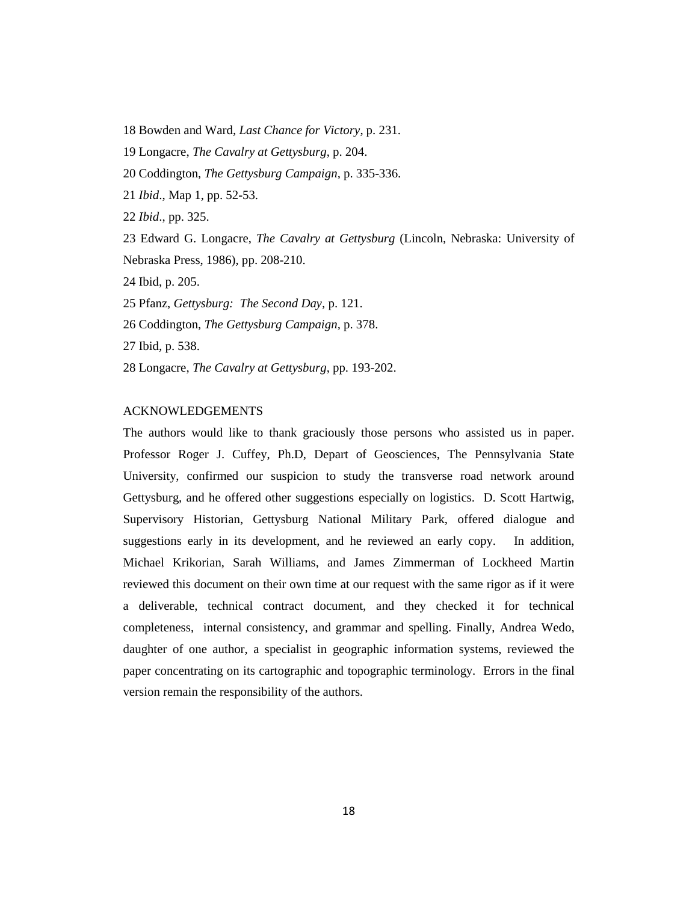18 Bowden and Ward, *Last Chance for Victory*, p. 231.

19 Longacre, *The Cavalry at Gettysburg*, p. 204.

20 Coddington, *The Gettysburg Campaign*, p. 335-336.

21 *Ibid*., Map 1, pp. 52-53.

22 *Ibid*., pp. 325.

23 Edward G. Longacre, *The Cavalry at Gettysburg* (Lincoln, Nebraska: University of Nebraska Press, 1986), pp. 208-210.

24 Ibid, p. 205.

25 Pfanz, *Gettysburg: The Second Day*, p. 121.

26 Coddington, *The Gettysburg Campaign*, p. 378.

27 Ibid, p. 538.

28 Longacre, *The Cavalry at Gettysburg*, pp. 193-202.

## ACKNOWLEDGEMENTS

The authors would like to thank graciously those persons who assisted us in paper. Professor Roger J. Cuffey, Ph.D, Depart of Geosciences, The Pennsylvania State University, confirmed our suspicion to study the transverse road network around Gettysburg, and he offered other suggestions especially on logistics. D. Scott Hartwig, Supervisory Historian, Gettysburg National Military Park, offered dialogue and suggestions early in its development, and he reviewed an early copy. In addition, Michael Krikorian, Sarah Williams, and James Zimmerman of Lockheed Martin reviewed this document on their own time at our request with the same rigor as if it were a deliverable, technical contract document, and they checked it for technical completeness, internal consistency, and grammar and spelling. Finally, Andrea Wedo, daughter of one author, a specialist in geographic information systems, reviewed the paper concentrating on its cartographic and topographic terminology. Errors in the final version remain the responsibility of the authors.